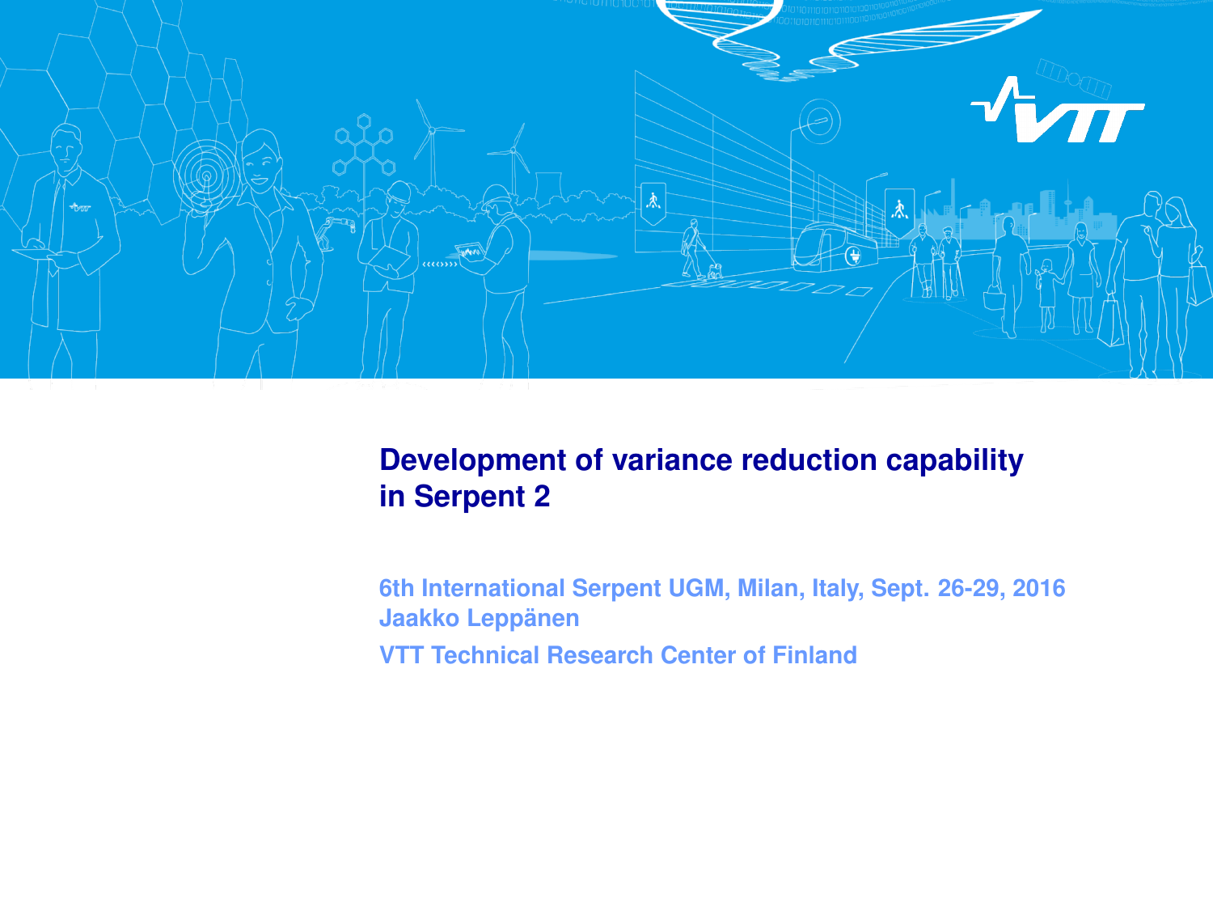# Development of variance reduction capability in Serpent 2

6th International Serpent UGM, Milan, Italy, Sept. 26-29, 2016

Jaakko Leppänen

VTT Technical Research Center of Finland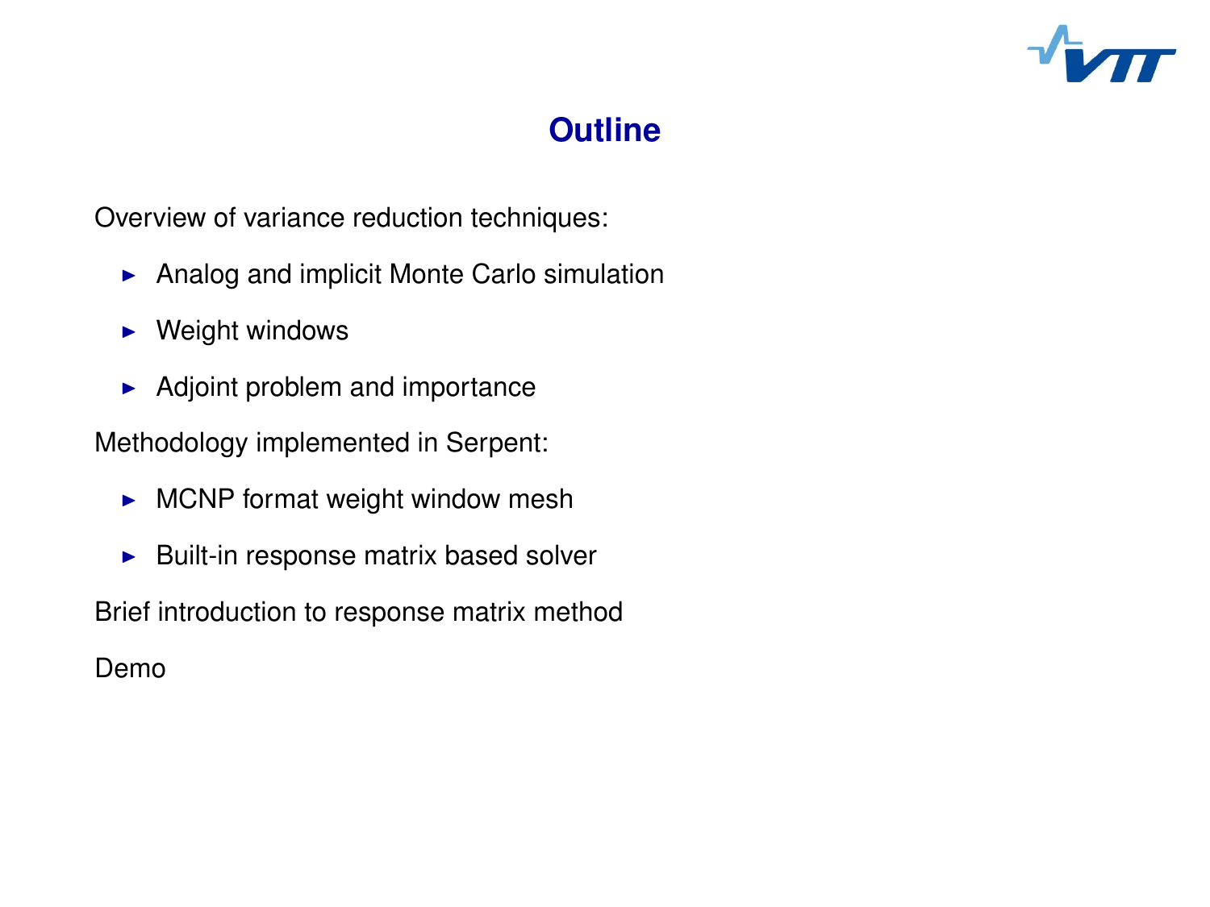# Outline

Overview of variance reduction techniques:

- Analog and implicit Monte Carlo simulation
- Weight windows
- Adjoint problem and importance

Methodology implemented in Serpent:

- MCNP format weight window mesh
- Built-in response matrix based solver

Brief introduction to response matrix method

Demo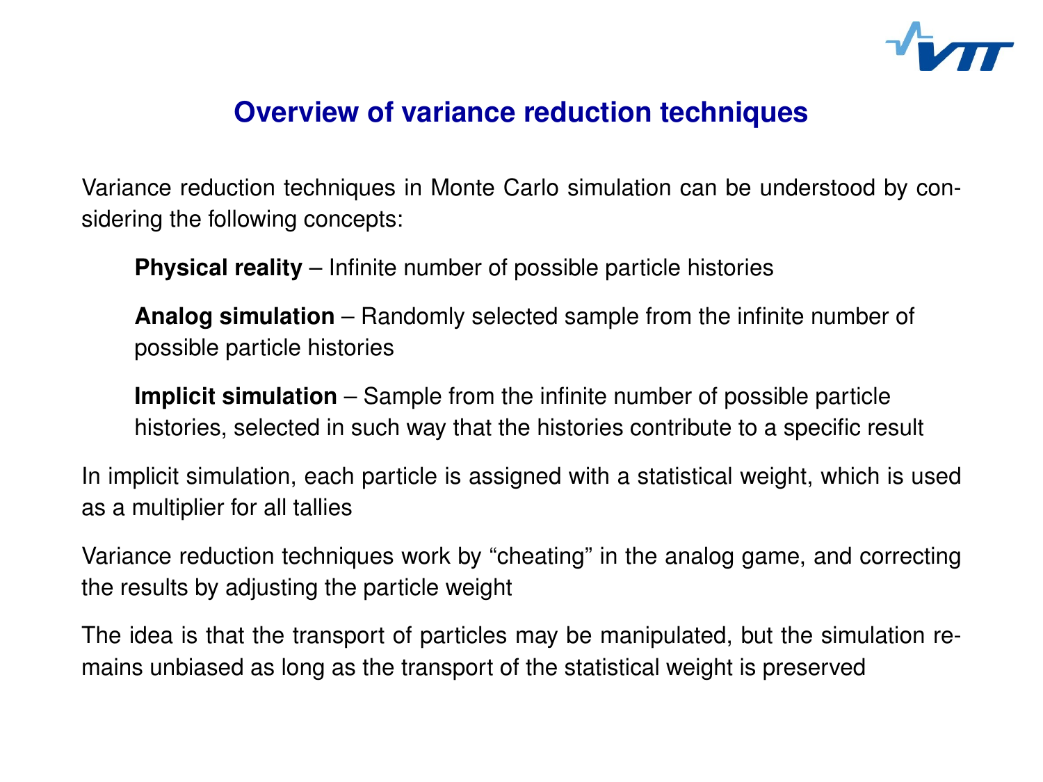# Overview of variance reduction techniques

Variance reduction techniques in Monte Carlo simulation can be understood by considering the following concepts:

- **Physical reality** – Infinite number of possible particle histories
- **Analog simulation** – Randomly selected sample from the infinite number of possible particle histories
- **Implicit simulation** – Sample from the infinite number of possible particle histories, selected in such way that the histories contribute to a specific result

In implicit simulation, each particle is assigned with a statistical weight, which is used as a multiplier for all tallies

Variance reduction techniques work by "cheating" in the analog game, and correcting the results by adjusting the particle weight

The idea is that the transport of particles may be manipulated, but the simulation remains unbiased as long as the transport of the statistical weight is preserved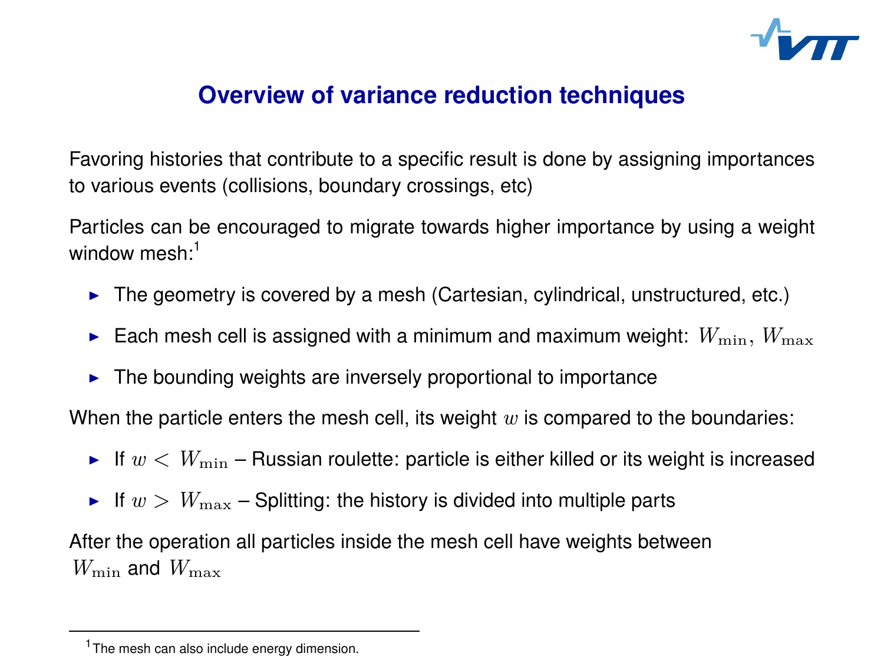# Overview of variance reduction techniques

Favoring histories that contribute to a specific result is done by assigning importances to various events (collisions, boundary crossings, etc)

Particles can be encouraged to migrate towards higher importance by using a weight window mesh:[1]

- The geometry is covered by a mesh (Cartesian, cylindrical, unstructured, etc.)
- Each mesh cell is assigned with a minimum and maximum weight: $W_{\min}, W_{\max}$
- The bounding weights are inversely proportional to importance

When the particle enters the mesh cell, its weight $w$ is compared to the boundaries:

- If $w < W_{\min}$ – Russian roulette: particle is either killed or its weight is increased
- If $w > W_{\max}$ – Splitting: the history is divided into multiple parts

After the operation all particles inside the mesh cell have weights between $W_{\min}$ and $W_{\max}$

[1] The mesh can also include energy dimension.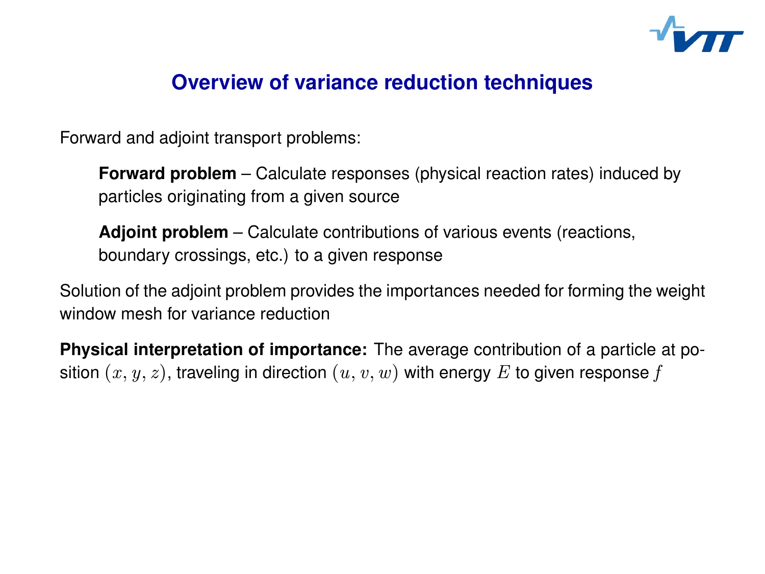# Overview of variance reduction techniques

Forward and adjoint transport problems:

> **Forward problem** – Calculate responses (physical reaction rates) induced by particles originating from a given source
>
> **Adjoint problem** – Calculate contributions of various events (reactions, boundary crossings, etc.) to a given response

Solution of the adjoint problem provides the importances needed for forming the weight window mesh for variance reduction

**Physical interpretation of importance:** The average contribution of a particle at position $(x, y, z)$, traveling in direction $(u, v, w)$ with energy $E$ to given response $f$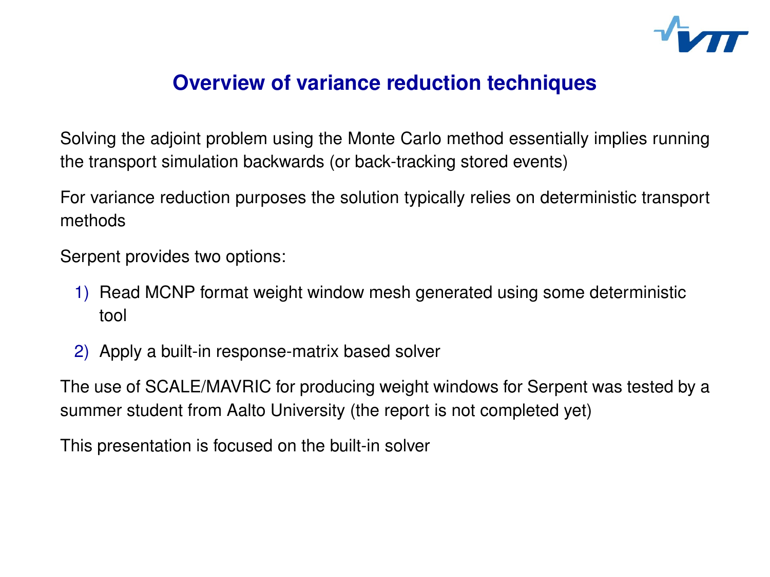# Overview of variance reduction techniques

Solving the adjoint problem using the Monte Carlo method essentially implies running the transport simulation backwards (or back-tracking stored events)

For variance reduction purposes the solution typically relies on deterministic transport methods

Serpent provides two options:

1) Read MCNP format weight window mesh generated using some deterministic tool
2) Apply a built-in response-matrix based solver

The use of SCALE/MAVRIC for producing weight windows for Serpent was tested by a summer student from Aalto University (the report is not completed yet)

This presentation is focused on the built-in solver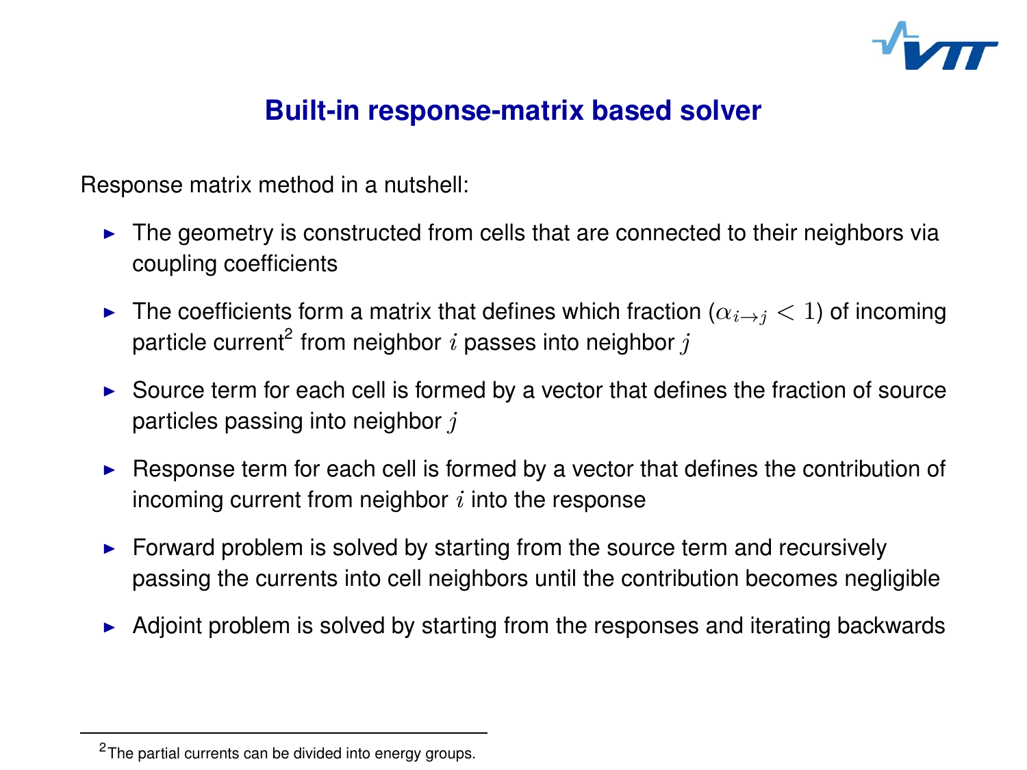# Built-in response-matrix based solver

Response matrix method in a nutshell:

- The geometry is constructed from cells that are connected to their neighbors via coupling coefficients
- The coefficients form a matrix that defines which fraction ($\alpha_{i \to j} < 1$) of incoming particle current[2] from neighbor $i$ passes into neighbor $j$
- Source term for each cell is formed by a vector that defines the fraction of source particles passing into neighbor $j$
- Response term for each cell is formed by a vector that defines the contribution of incoming current from neighbor $i$ into the response
- Forward problem is solved by starting from the source term and recursively passing the currents into cell neighbors until the contribution becomes negligible
- Adjoint problem is solved by starting from the responses and iterating backwards

[2] The partial currents can be divided into energy groups.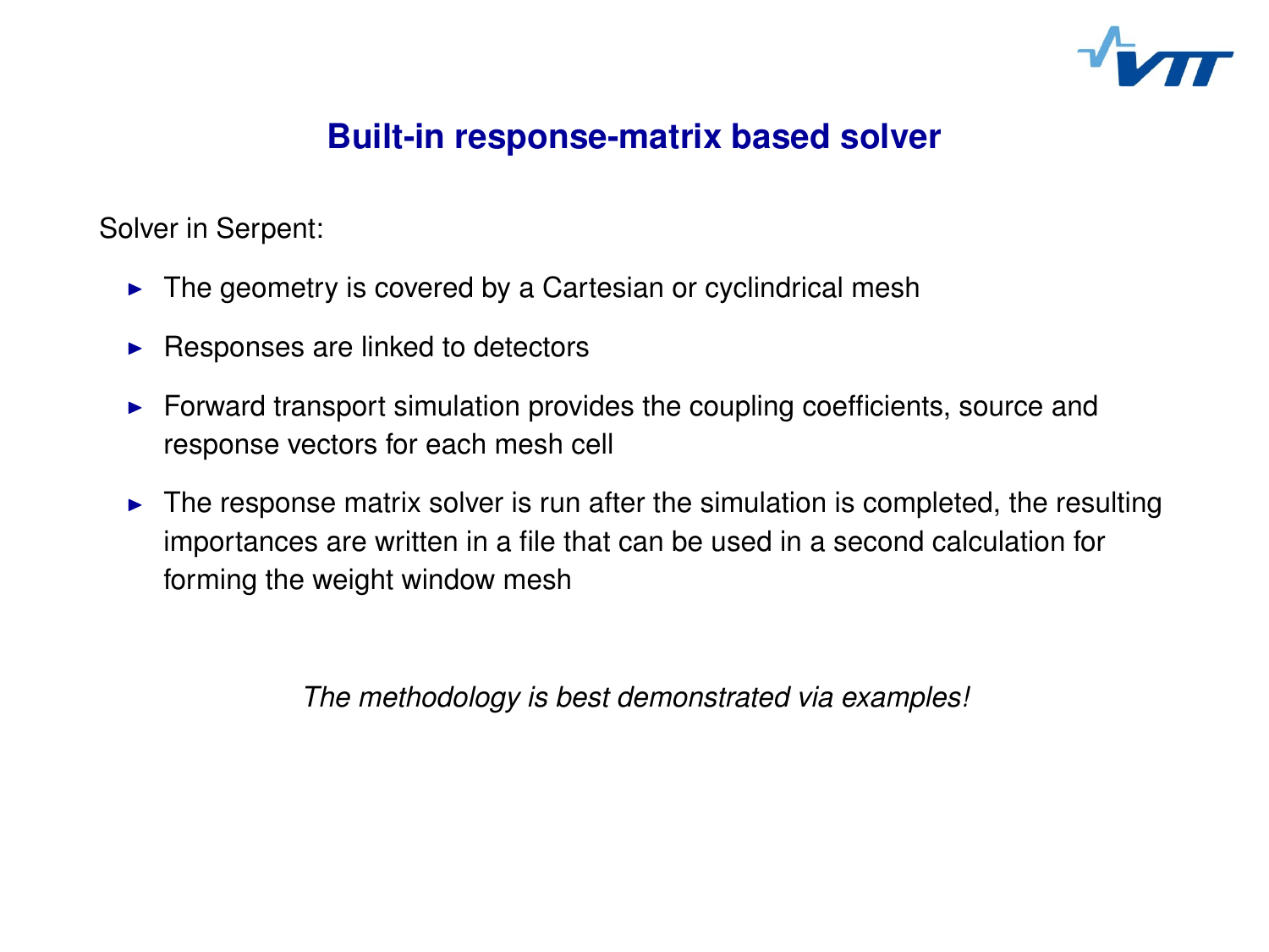# Built-in response-matrix based solver

Solver in Serpent:

- The geometry is covered by a Cartesian or cyclindrical mesh
- Responses are linked to detectors
- Forward transport simulation provides the coupling coefficients, source and response vectors for each mesh cell
- The response matrix solver is run after the simulation is completed, the resulting importances are written in a file that can be used in a second calculation for forming the weight window mesh

*The methodology is best demonstrated via examples!*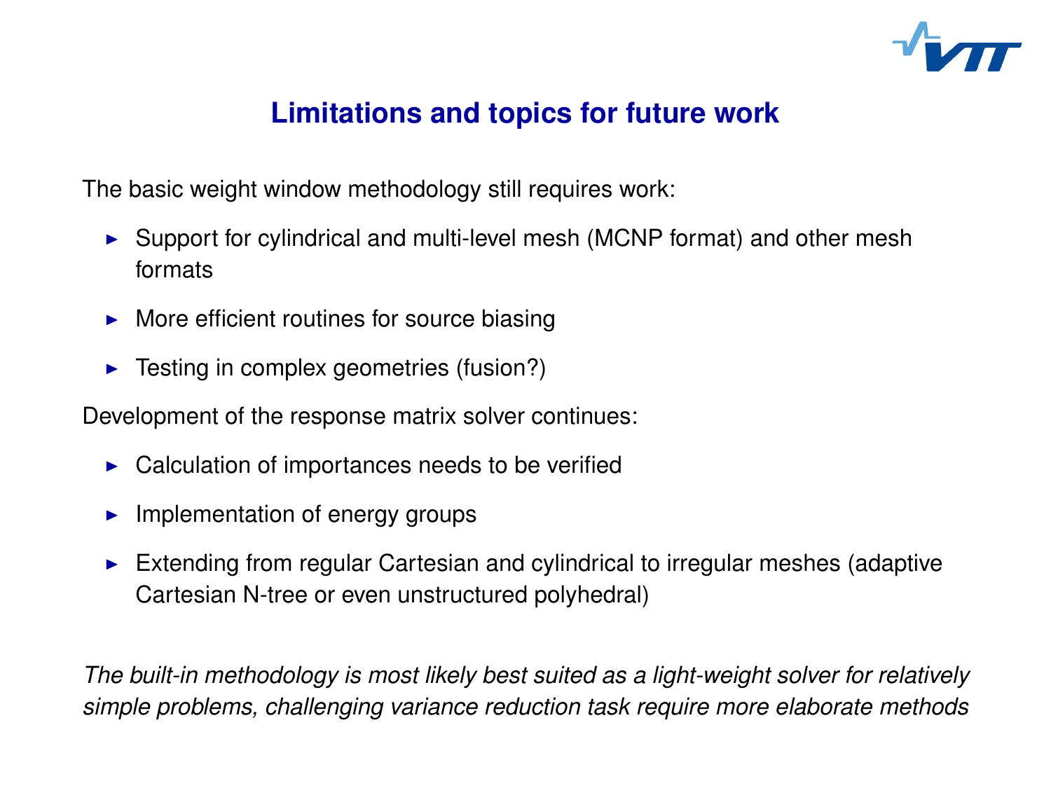## Limitations and topics for future work

The basic weight window methodology still requires work:

- Support for cylindrical and multi-level mesh (MCNP format) and other mesh formats
- More efficient routines for source biasing
- Testing in complex geometries (fusion?)

Development of the response matrix solver continues:

- Calculation of importances needs to be verified
- Implementation of energy groups
- Extending from regular Cartesian and cylindrical to irregular meshes (adaptive Cartesian N-tree or even unstructured polyhedral)

*The built-in methodology is most likely best suited as a light-weight solver for relatively simple problems, challenging variance reduction task require more elaborate methods*